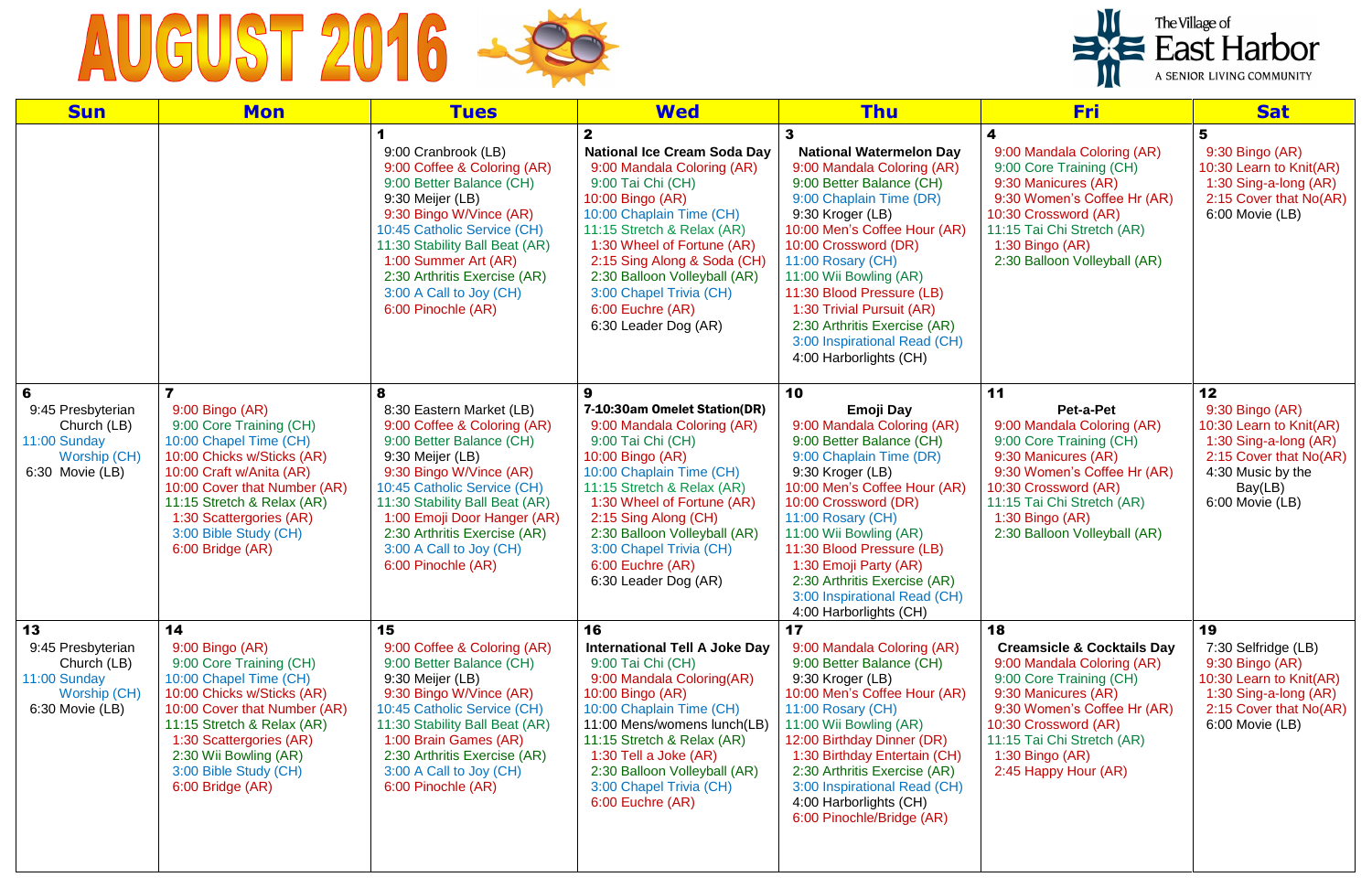# AUGUST 2016

The Village of East Harbor
A SENIOR LIVING COMMUNITY

| Sun | Mon | Tues | Wed | Thu | Fri | Sat |
|---|---|---|---|---|---|---|
| | | **1**<br>9:00 Cranbrook (LB)<br>9:00 Coffee & Coloring (AR)<br>9:00 Better Balance (CH)<br>9:30 Meijer (LB)<br>9:30 Bingo W/Vince (AR)<br>10:45 Catholic Service (CH)<br>11:30 Stability Ball Beat (AR)<br>1:00 Summer Art (AR)<br>2:30 Arthritis Exercise (AR)<br>3:00 A Call to Joy (CH)<br>6:00 Pinochle (AR) | **2**<br>**National Ice Cream Soda Day**<br>9:00 Mandala Coloring (AR)<br>9:00 Tai Chi (CH)<br>10:00 Bingo (AR)<br>10:00 Chaplain Time (CH)<br>11:15 Stretch & Relax (AR)<br>1:30 Wheel of Fortune (AR)<br>2:15 Sing Along & Soda (CH)<br>2:30 Balloon Volleyball (AR)<br>3:00 Chapel Trivia (CH)<br>6:00 Euchre (AR)<br>6:30 Leader Dog (AR) | **3**<br>**National Watermelon Day**<br>9:00 Mandala Coloring (AR)<br>9:00 Better Balance (CH)<br>9:00 Chaplain Time (DR)<br>9:30 Kroger (LB)<br>10:00 Men's Coffee Hour (AR)<br>10:00 Crossword (DR)<br>11:00 Rosary (CH)<br>11:00 Wii Bowling (AR)<br>11:30 Blood Pressure (LB)<br>1:30 Trivial Pursuit (AR)<br>2:30 Arthritis Exercise (AR)<br>3:00 Inspirational Read (CH)<br>4:00 Harborlights (CH) | **4**<br>9:00 Mandala Coloring (AR)<br>9:00 Core Training (CH)<br>9:30 Manicures (AR)<br>9:30 Women's Coffee Hr (AR)<br>10:30 Crossword (AR)<br>11:15 Tai Chi Stretch (AR)<br>1:30 Bingo (AR)<br>2:30 Balloon Volleyball (AR) | **5**<br>9:30 Bingo (AR)<br>10:30 Learn to Knit(AR)<br>1:30 Sing-a-long (AR)<br>2:15 Cover that No(AR)<br>6:00 Movie (LB) |
| **6**<br>9:45 Presbyterian Church (LB)<br>11:00 Sunday Worship (CH)<br>6:30 Movie (LB) | **7**<br>9:00 Bingo (AR)<br>9:00 Core Training (CH)<br>10:00 Chapel Time (CH)<br>10:00 Chicks w/Sticks (AR)<br>10:00 Craft w/Anita (AR)<br>10:00 Cover that Number (AR)<br>11:15 Stretch & Relax (AR)<br>1:30 Scattergories (AR)<br>3:00 Bible Study (CH)<br>6:00 Bridge (AR) | **8**<br>8:30 Eastern Market (LB)<br>9:00 Coffee & Coloring (AR)<br>9:00 Better Balance (CH)<br>9:30 Meijer (LB)<br>9:30 Bingo W/Vince (AR)<br>10:45 Catholic Service (CH)<br>11:30 Stability Ball Beat (AR)<br>1:00 Emoji Door Hanger (AR)<br>2:30 Arthritis Exercise (AR)<br>3:00 A Call to Joy (CH)<br>6:00 Pinochle (AR) | **9**<br>**7-10:30am Omelet Station(DR)**<br>9:00 Mandala Coloring (AR)<br>9:00 Tai Chi (CH)<br>10:00 Bingo (AR)<br>10:00 Chaplain Time (CH)<br>11:15 Stretch & Relax (AR)<br>1:30 Wheel of Fortune (AR)<br>2:15 Sing Along (CH)<br>2:30 Balloon Volleyball (AR)<br>3:00 Chapel Trivia (CH)<br>6:00 Euchre (AR)<br>6:30 Leader Dog (AR) | **10**<br>**Emoji Day**<br>9:00 Mandala Coloring (AR)<br>9:00 Better Balance (CH)<br>9:00 Chaplain Time (DR)<br>9:30 Kroger (LB)<br>10:00 Men's Coffee Hour (AR)<br>10:00 Crossword (DR)<br>11:00 Rosary (CH)<br>11:00 Wii Bowling (AR)<br>11:30 Blood Pressure (LB)<br>1:30 Emoji Party (AR)<br>2:30 Arthritis Exercise (AR)<br>3:00 Inspirational Read (CH)<br>4:00 Harborlights (CH) | **11**<br>**Pet-a-Pet**<br>9:00 Mandala Coloring (AR)<br>9:00 Core Training (CH)<br>9:30 Manicures (AR)<br>9:30 Women's Coffee Hr (AR)<br>10:30 Crossword (AR)<br>11:15 Tai Chi Stretch (AR)<br>1:30 Bingo (AR)<br>2:30 Balloon Volleyball (AR) | **12**<br>9:30 Bingo (AR)<br>10:30 Learn to Knit(AR)<br>1:30 Sing-a-long (AR)<br>2:15 Cover that No(AR)<br>4:30 Music by the Bay(LB)<br>6:00 Movie (LB) |
| **13**<br>9:45 Presbyterian Church (LB)<br>11:00 Sunday Worship (CH)<br>6:30 Movie (LB) | **14**<br>9:00 Bingo (AR)<br>9:00 Core Training (CH)<br>10:00 Chapel Time (CH)<br>10:00 Chicks w/Sticks (AR)<br>10:00 Cover that Number (AR)<br>11:15 Stretch & Relax (AR)<br>1:30 Scattergories (AR)<br>2:30 Wii Bowling (AR)<br>3:00 Bible Study (CH)<br>6:00 Bridge (AR) | **15**<br>9:00 Coffee & Coloring (AR)<br>9:00 Better Balance (CH)<br>9:30 Meijer (LB)<br>9:30 Bingo W/Vince (AR)<br>10:45 Catholic Service (CH)<br>11:30 Stability Ball Beat (AR)<br>1:00 Brain Games (AR)<br>2:30 Arthritis Exercise (AR)<br>3:00 A Call to Joy (CH)<br>6:00 Pinochle (AR) | **16**<br>**International Tell A Joke Day**<br>9:00 Tai Chi (CH)<br>9:00 Mandala Coloring(AR)<br>10:00 Bingo (AR)<br>10:00 Chaplain Time (CH)<br>11:00 Mens/womens lunch(LB)<br>11:15 Stretch & Relax (AR)<br>1:30 Tell a Joke (AR)<br>2:30 Balloon Volleyball (AR)<br>3:00 Chapel Trivia (CH)<br>6:00 Euchre (AR) | **17**<br>9:00 Mandala Coloring (AR)<br>9:00 Better Balance (CH)<br>9:30 Kroger (LB)<br>10:00 Men's Coffee Hour (AR)<br>11:00 Rosary (CH)<br>11:00 Wii Bowling (AR)<br>12:00 Birthday Dinner (DR)<br>1:30 Birthday Entertain (CH)<br>2:30 Arthritis Exercise (AR)<br>3:00 Inspirational Read (CH)<br>4:00 Harborlights (CH)<br>6:00 Pinochle/Bridge (AR) | **18**<br>**Creamsicle & Cocktails Day**<br>9:00 Mandala Coloring (AR)<br>9:00 Core Training (CH)<br>9:30 Manicures (AR)<br>9:30 Women's Coffee Hr (AR)<br>10:30 Crossword (AR)<br>11:15 Tai Chi Stretch (AR)<br>1:30 Bingo (AR)<br>2:45 Happy Hour (AR) | **19**<br>7:30 Selfridge (LB)<br>9:30 Bingo (AR)<br>10:30 Learn to Knit(AR)<br>1:30 Sing-a-long (AR)<br>2:15 Cover that No(AR)<br>6:00 Movie (LB) |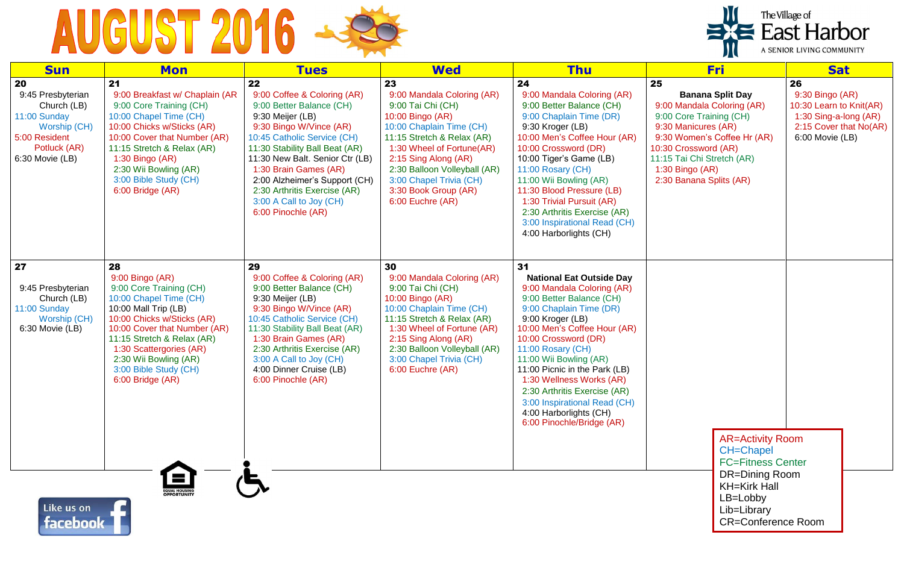# AUGUST 2016

The Village of East Harbor
A SENIOR LIVING COMMUNITY

| Sun | Mon | Tues | Wed | Thu | Fri | Sat |
|---|---|---|---|---|---|---|
| **20**<br>9:45 Presbyterian Church (LB)<br>11:00 Sunday Worship (CH)<br>5:00 Resident Potluck (AR)<br>6:30 Movie (LB) | **21**<br>9:00 Breakfast w/ Chaplain (AR<br>9:00 Core Training (CH)<br>10:00 Chapel Time (CH)<br>10:00 Chicks w/Sticks (AR)<br>10:00 Cover that Number (AR)<br>11:15 Stretch & Relax (AR)<br>1:30 Bingo (AR)<br>2:30 Wii Bowling (AR)<br>3:00 Bible Study (CH)<br>6:00 Bridge (AR) | **22**<br>9:00 Coffee & Coloring (AR)<br>9:00 Better Balance (CH)<br>9:30 Meijer (LB)<br>9:30 Bingo W/Vince (AR)<br>10:45 Catholic Service (CH)<br>11:30 Stability Ball Beat (AR)<br>11:30 New Balt. Senior Ctr (LB)<br>1:30 Brain Games (AR)<br>2:00 Alzheimer's Support (CH)<br>2:30 Arthritis Exercise (AR)<br>3:00 A Call to Joy (CH)<br>6:00 Pinochle (AR) | **23**<br>9:00 Mandala Coloring (AR)<br>9:00 Tai Chi (CH)<br>10:00 Bingo (AR)<br>10:00 Chaplain Time (CH)<br>11:15 Stretch & Relax (AR)<br>1:30 Wheel of Fortune(AR)<br>2:15 Sing Along (AR)<br>2:30 Balloon Volleyball (AR)<br>3:00 Chapel Trivia (CH)<br>3:30 Book Group (AR)<br>6:00 Euchre (AR) | **24**<br>9:00 Mandala Coloring (AR)<br>9:00 Better Balance (CH)<br>9:00 Chaplain Time (DR)<br>9:30 Kroger (LB)<br>10:00 Men's Coffee Hour (AR)<br>10:00 Crossword (DR)<br>10:00 Tiger's Game (LB)<br>11:00 Rosary (CH)<br>11:00 Wii Bowling (AR)<br>11:30 Blood Pressure (LB)<br>1:30 Trivial Pursuit (AR)<br>2:30 Arthritis Exercise (AR)<br>3:00 Inspirational Read (CH)<br>4:00 Harborlights (CH) | **25**<br>**Banana Split Day**<br>9:00 Mandala Coloring (AR)<br>9:00 Core Training (CH)<br>9:30 Manicures (AR)<br>9:30 Women's Coffee Hr (AR)<br>10:30 Crossword (AR)<br>11:15 Tai Chi Stretch (AR)<br>1:30 Bingo (AR)<br>2:30 Banana Splits (AR) | **26**<br>9:30 Bingo (AR)<br>10:30 Learn to Knit(AR)<br>1:30 Sing-a-long (AR)<br>2:15 Cover that No(AR)<br>6:00 Movie (LB) |
| **27**<br>9:45 Presbyterian Church (LB)<br>11:00 Sunday Worship (CH)<br>6:30 Movie (LB) | **28**<br>9:00 Bingo (AR)<br>9:00 Core Training (CH)<br>10:00 Chapel Time (CH)<br>10:00 Mall Trip (LB)<br>10:00 Chicks w/Sticks (AR)<br>10:00 Cover that Number (AR)<br>11:15 Stretch & Relax (AR)<br>1:30 Scattergories (AR)<br>2:30 Wii Bowling (AR)<br>3:00 Bible Study (CH)<br>6:00 Bridge (AR) | **29**<br>9:00 Coffee & Coloring (AR)<br>9:00 Better Balance (CH)<br>9:30 Meijer (LB)<br>9:30 Bingo W/Vince (AR)<br>10:45 Catholic Service (CH)<br>11:30 Stability Ball Beat (AR)<br>1:30 Brain Games (AR)<br>2:30 Arthritis Exercise (AR)<br>3:00 A Call to Joy (CH)<br>4:00 Dinner Cruise (LB)<br>6:00 Pinochle (AR) | **30**<br>9:00 Mandala Coloring (AR)<br>9:00 Tai Chi (CH)<br>10:00 Bingo (AR)<br>10:00 Chaplain Time (CH)<br>11:15 Stretch & Relax (AR)<br>1:30 Wheel of Fortune (AR)<br>2:15 Sing Along (AR)<br>2:30 Balloon Volleyball (AR)<br>3:00 Chapel Trivia (CH)<br>6:00 Euchre (AR) | **31**<br>**National Eat Outside Day**<br>9:00 Mandala Coloring (AR)<br>9:00 Better Balance (CH)<br>9:00 Chaplain Time (DR)<br>9:00 Kroger (LB)<br>10:00 Men's Coffee Hour (AR)<br>10:00 Crossword (DR)<br>11:00 Rosary (CH)<br>11:00 Wii Bowling (AR)<br>11:00 Picnic in the Park (LB)<br>1:30 Wellness Works (AR)<br>2:30 Arthritis Exercise (AR)<br>3:00 Inspirational Read (CH)<br>4:00 Harborlights (CH)<br>6:00 Pinochle/Bridge (AR) | | |

AR=Activity Room
CH=Chapel
FC=Fitness Center
DR=Dining Room
KH=Kirk Hall
LB=Lobby
Lib=Library
CR=Conference Room

EQUAL HOUSING OPPORTUNITY

Like us on facebook